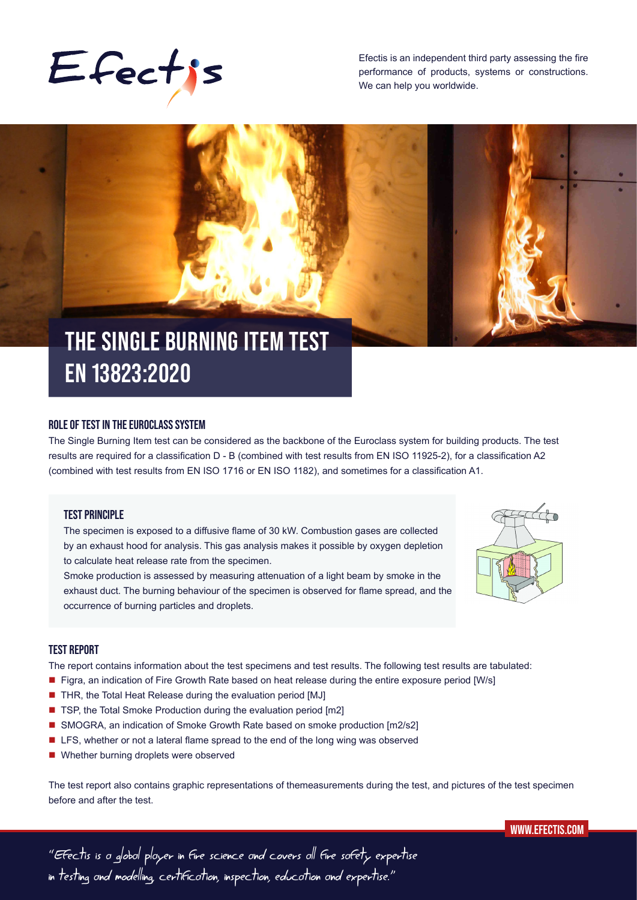Efectis

Efectis is an independent third party assessing the fire performance of products, systems or constructions. We can help you worldwide.

# THE SINGLE BURNING ITEM TEST EN 13823:2020

## ROLE OF TEST IN THE EUROCLASS SYSTEM

The Single Burning Item test can be considered as the backbone of the Euroclass system for building products. The test results are required for a classification D - B (combined with test results from EN ISO 11925-2), for a classification A2 (combined with test results from EN ISO 1716 or EN ISO 1182), and sometimes for a classification A1.

## TEST PRINCIPLE

The specimen is exposed to a diffusive flame of 30 kW. Combustion gases are collected by an exhaust hood for analysis. This gas analysis makes it possible by oxygen depletion to calculate heat release rate from the specimen.

Smoke production is assessed by measuring attenuation of a light beam by smoke in the exhaust duct. The burning behaviour of the specimen is observed for flame spread, and the occurrence of burning particles and droplets.

## TEST REPORT

The report contains information about the test specimens and test results. The following test results are tabulated:

- Figra, an indication of Fire Growth Rate based on heat release during the entire exposure period [W/s]
- THR, the Total Heat Release during the evaluation period [MJ]
- TSP, the Total Smoke Production during the evaluation period [m2]
- SMOGRA, an indication of Smoke Growth Rate based on smoke production [m2/s2]
- LFS, whether or not a lateral flame spread to the end of the long wing was observed
- Whether burning droplets were observed

The test report also contains graphic representations of themeasurements during the test, and pictures of the test specimen before and after the test.

WWW.EFECTIS.COM

"Efectis is a global player in fire science and covers all fire safety expertise in testing and modelling, certification, inspection, education and expertise."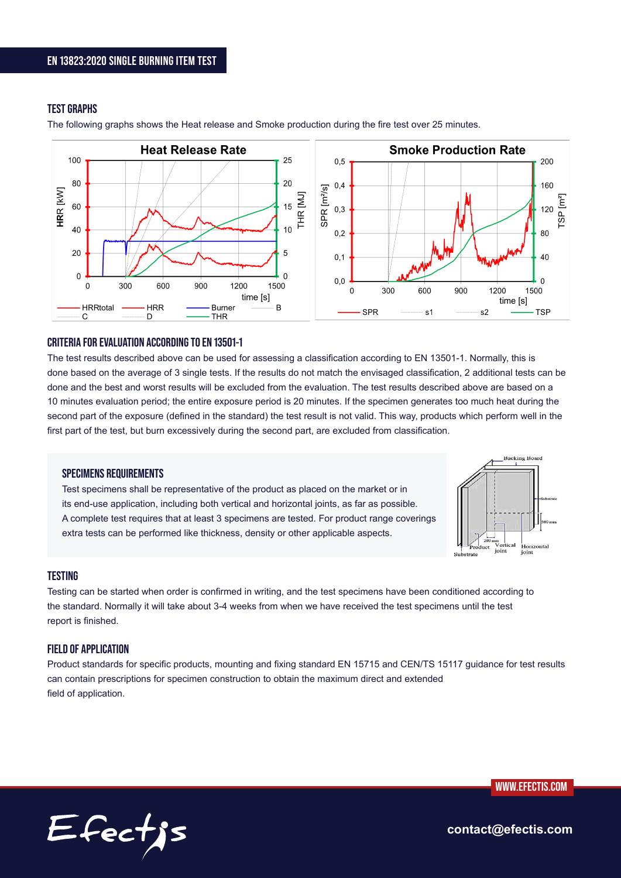## EN 13823:2020 SINGLE BURNING ITEM TEST

### TEST GRAPHS

The following graphs shows the Heat release and Smoke production during the fire test over 25 minutes.

Heat Release Rate

HRR [kW]: 0, 20, 40, 60, 80, 100

THR [MJ]: 0, 5, 10, 15, 20, 25

time [s]: 0, 300, 600, 900, 1200, 1500

HRRtotal, HRR, Burner, B, C, D, THR

Smoke Production Rate

SPR [m²/s]: 0,0, 0,1, 0,2, 0,3, 0,4, 0,5

TSP [m²]: 0, 40, 80, 120, 160, 200

time [s]: 0, 300, 600, 900, 1200, 1500

SPR, s1, s2, TSP

### CRITERIA FOR EVALUATION ACCORDING TO EN 13501-1

The test results described above can be used for assessing a classification according to EN 13501-1. Normally, this is done based on the average of 3 single tests. If the results do not match the envisaged classification, 2 additional tests can be done and the best and worst results will be excluded from the evaluation. The test results described above are based on a 10 minutes evaluation period; the entire exposure period is 20 minutes. If the specimen generates too much heat during the second part of the exposure (defined in the standard) the test result is not valid. This way, products which perform well in the first part of the test, but burn excessively during the second part, are excluded from classification.

### SPECIMENS REQUIREMENTS

Test specimens shall be representative of the product as placed on the market or in its end-use application, including both vertical and horizontal joints, as far as possible. A complete test requires that at least 3 specimens are tested. For product range coverings extra tests can be performed like thickness, density or other applicable aspects.

Backing Board
Substrate
500 mm
200 mm
Product
Vertical joint
Horizontal joint
Substrate

### TESTING

Testing can be started when order is confirmed in writing, and the test specimens have been conditioned according to the standard. Normally it will take about 3-4 weeks from when we have received the test specimens until the test report is finished.

### FIELD OF APPLICATION

Product standards for specific products, mounting and fixing standard EN 15715 and CEN/TS 15117 guidance for test results can contain prescriptions for specimen construction to obtain the maximum direct and extended field of application.

WWW.EFECTIS.COM

Efectis

contact@efectis.com